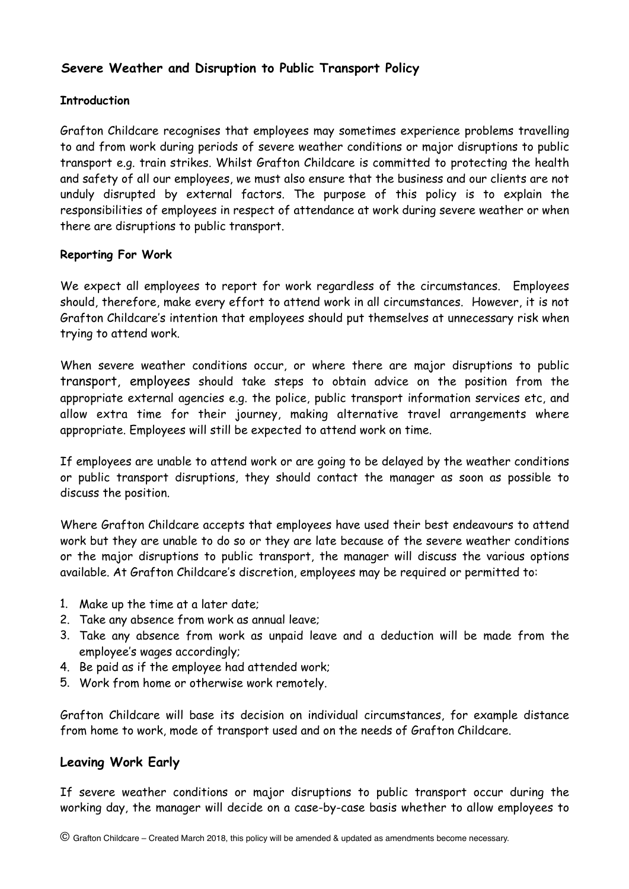# Severe Weather and Disruption to Public Transport Policy

### Introduction

Grafton Childcare recognises that employees may sometimes experience problems travelling to and from work during periods of severe weather conditions or major disruptions to public transport e.g. train strikes. Whilst Grafton Childcare is committed to protecting the health and safety of all our employees, we must also ensure that the business and our clients are not unduly disrupted by external factors. The purpose of this policy is to explain the responsibilities of employees in respect of attendance at work during severe weather or when there are disruptions to public transport.

### Reporting For Work

We expect all employees to report for work regardless of the circumstances. Employees should, therefore, make every effort to attend work in all circumstances. However, it is not Grafton Childcare's intention that employees should put themselves at unnecessary risk when trying to attend work.

When severe weather conditions occur, or where there are major disruptions to public transport, employees should take steps to obtain advice on the position from the appropriate external agencies e.g. the police, public transport information services etc, and allow extra time for their journey, making alternative travel arrangements where appropriate. Employees will still be expected to attend work on time.

If employees are unable to attend work or are going to be delayed by the weather conditions or public transport disruptions, they should contact the manager as soon as possible to discuss the position.

Where Grafton Childcare accepts that employees have used their best endeavours to attend work but they are unable to do so or they are late because of the severe weather conditions or the major disruptions to public transport, the manager will discuss the various options available. At Grafton Childcare's discretion, employees may be required or permitted to:

1. Make up the time at a later date;
2. Take any absence from work as annual leave;
3. Take any absence from work as unpaid leave and a deduction will be made from the employee's wages accordingly;
4. Be paid as if the employee had attended work;
5. Work from home or otherwise work remotely.

Grafton Childcare will base its decision on individual circumstances, for example distance from home to work, mode of transport used and on the needs of Grafton Childcare.

## Leaving Work Early

If severe weather conditions or major disruptions to public transport occur during the working day, the manager will decide on a case-by-case basis whether to allow employees to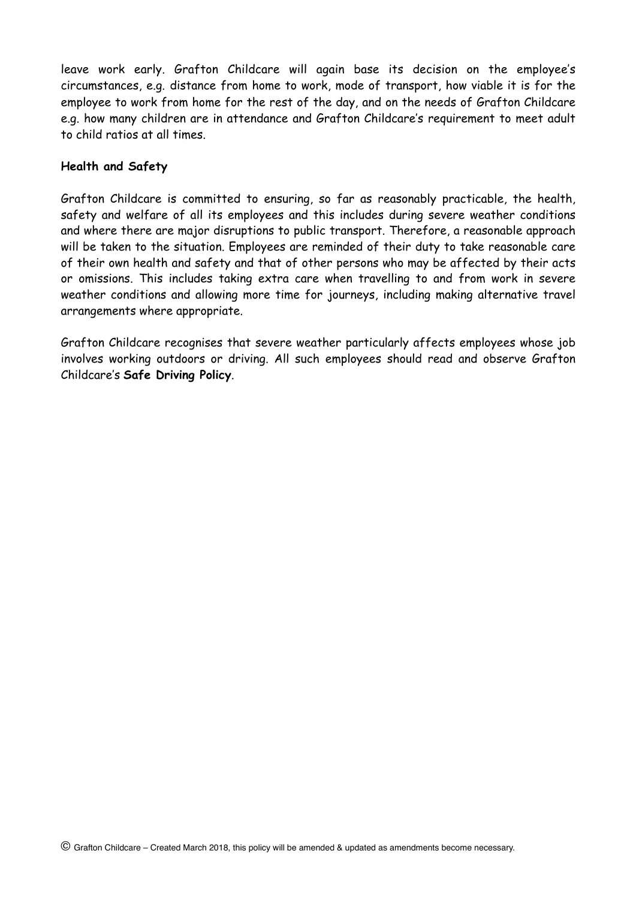leave work early. Grafton Childcare will again base its decision on the employee's circumstances, e.g. distance from home to work, mode of transport, how viable it is for the employee to work from home for the rest of the day, and on the needs of Grafton Childcare e.g. how many children are in attendance and Grafton Childcare's requirement to meet adult to child ratios at all times.

**Health and Safety**

Grafton Childcare is committed to ensuring, so far as reasonably practicable, the health, safety and welfare of all its employees and this includes during severe weather conditions and where there are major disruptions to public transport. Therefore, a reasonable approach will be taken to the situation. Employees are reminded of their duty to take reasonable care of their own health and safety and that of other persons who may be affected by their acts or omissions. This includes taking extra care when travelling to and from work in severe weather conditions and allowing more time for journeys, including making alternative travel arrangements where appropriate.

Grafton Childcare recognises that severe weather particularly affects employees whose job involves working outdoors or driving. All such employees should read and observe Grafton Childcare's **Safe Driving Policy**.